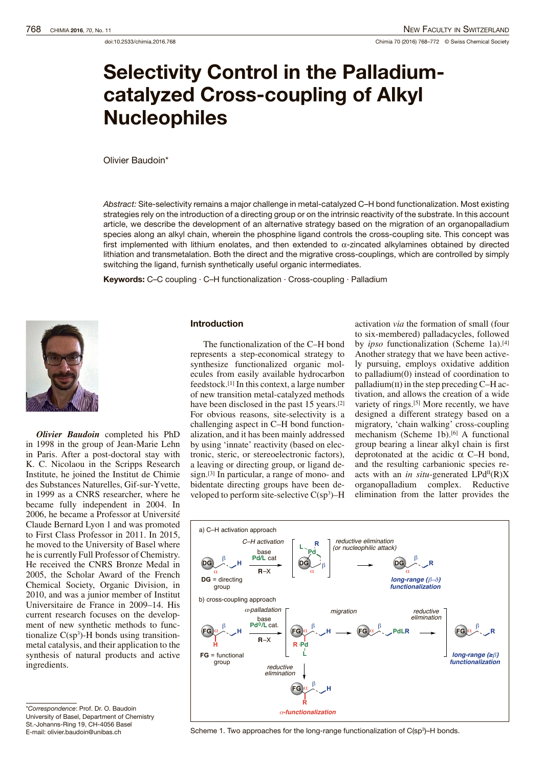doi:10.2533/chimia.2016.768

# Selectivity Control in the Palladium-catalyzed Cross-coupling of Alkyl Nucleophiles

Olivier Baudoin*

*Abstract:* Site-selectivity remains a major challenge in metal-catalyzed C–H bond functionalization. Most existing strategies rely on the introduction of a directing group or on the intrinsic reactivity of the substrate. In this account article, we describe the development of an alternative strategy based on the migration of an organopalladium species along an alkyl chain, wherein the phosphine ligand controls the cross-coupling site. This concept was first implemented with lithium enolates, and then extended to α-zincated alkylamines obtained by directed lithiation and transmetalation. Both the direct and the migrative cross-couplings, which are controlled by simply switching the ligand, furnish synthetically useful organic intermediates.

**Keywords:** C–C coupling · C–H functionalization · Cross-coupling · Palladium

***Olivier Baudoin*** completed his PhD in 1998 in the group of Jean-Marie Lehn in Paris. After a post-doctoral stay with K. C. Nicolaou in the Scripps Research Institute, he joined the Institut de Chimie des Substances Naturelles, Gif-sur-Yvette, in 1999 as a CNRS researcher, where he became fully independent in 2004. In 2006, he became a Professor at Université Claude Bernard Lyon 1 and was promoted to First Class Professor in 2011. In 2015, he moved to the University of Basel where he is currently Full Professor of Chemistry. He received the CNRS Bronze Medal in 2005, the Scholar Award of the French Chemical Society, Organic Division, in 2010, and was a junior member of Institut Universitaire de France in 2009–14. His current research focuses on the development of new synthetic methods to functionalize C(sp$^3$)-H bonds using transition-metal catalysis, and their application to the synthesis of natural products and active ingredients.

## Introduction

The functionalization of the C–H bond represents a step-economical strategy to synthesize functionalized organic molecules from easily available hydrocarbon feedstock.[1] In this context, a large number of new transition metal-catalyzed methods have been disclosed in the past 15 years.[2] For obvious reasons, site-selectivity is a challenging aspect in C–H bond functionalization, and it has been mainly addressed by using 'innate' reactivity (based on electronic, steric, or stereoelectronic factors), a leaving or directing group, or ligand design.[3] In particular, a range of mono- and bidentate directing groups have been developed to perform site-selective C(sp$^3$)–H activation *via* the formation of small (four to six-membered) palladacycles, followed by *ipso* functionalization (Scheme 1a).[4] Another strategy that we have been actively pursuing, employs oxidative addition to palladium(0) instead of coordination to palladium(II) in the step preceding C–H activation, and allows the creation of a wide variety of rings.[5] More recently, we have designed a different strategy based on a migratory, 'chain walking' cross-coupling mechanism (Scheme 1b).[6] A functional group bearing a linear alkyl chain is first deprotonated at the acidic α C–H bond, and the resulting carbanionic species reacts with an *in situ*-generated LPd$^{II}$(R)X organopalladium complex. Reductive elimination from the latter provides the

Scheme 1. Two approaches for the long-range functionalization of C(sp$^3$)–H bonds.

*Correspondence: Prof. Dr. O. Baudoin
University of Basel, Department of Chemistry
St.-Johanns-Ring 19, CH-4056 Basel
E-mail: olivier.baudoin@unibas.ch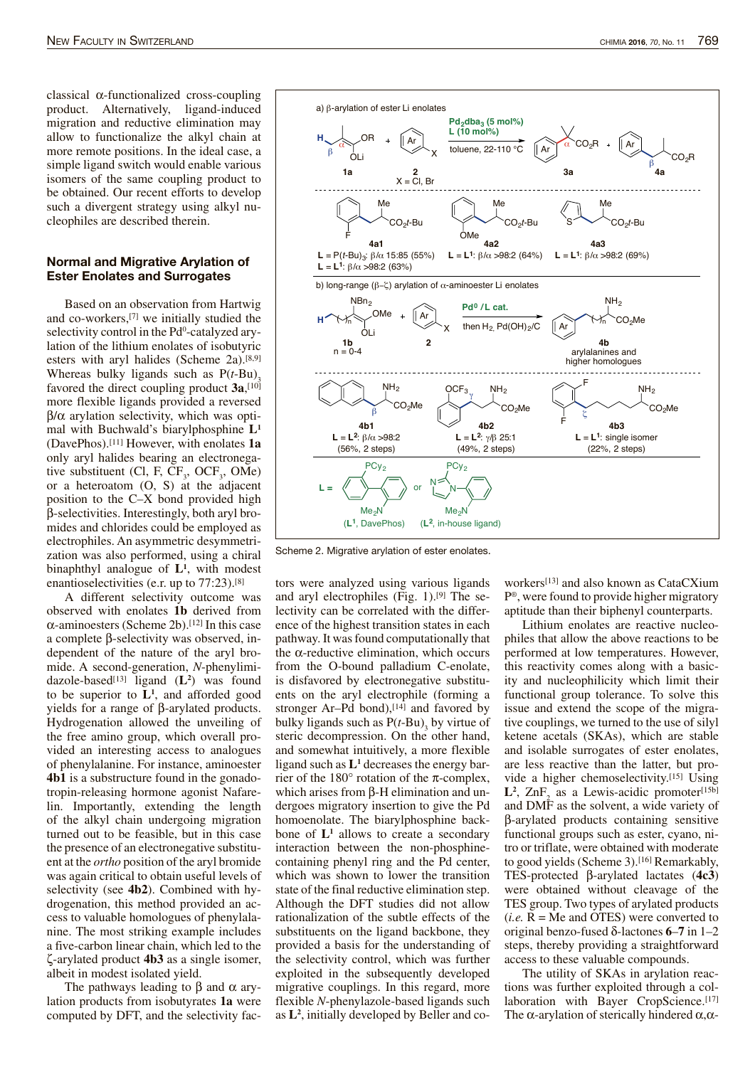classical α-functionalized cross-coupling product. Alternatively, ligand-induced migration and reductive elimination may allow to functionalize the alkyl chain at more remote positions. In the ideal case, a simple ligand switch would enable various isomers of the same coupling product to be obtained. Our recent efforts to develop such a divergent strategy using alkyl nucleophiles are described therein.

## Normal and Migrative Arylation of Ester Enolates and Surrogates

Based on an observation from Hartwig and co-workers,[7] we initially studied the selectivity control in the Pd$^0$-catalyzed arylation of the lithium enolates of isobutyric esters with aryl halides (Scheme 2a).[8,9] Whereas bulky ligands such as P($t$-Bu)$_3$ favored the direct coupling product **3a**,[10] more flexible ligands provided a reversed β/α arylation selectivity, which was optimal with Buchwald's biarylphosphine **L$^1$** (DavePhos).[11] However, with enolates **1a** only aryl halides bearing an electronegative substituent (Cl, F, $CF_3$, $OCF_3$, OMe) or a heteroatom (O, S) at the adjacent position to the C–X bond provided high β-selectivities. Interestingly, both aryl bromides and chlorides could be employed as electrophiles. An asymmetric desymmetrization was also performed, using a chiral binaphthyl analogue of **L$^1$**, with modest enantioselectivities (e.r. up to 77:23).[8]

A different selectivity outcome was observed with enolates **1b** derived from α-aminoesters (Scheme 2b).[12] In this case a complete β-selectivity was observed, independent of the nature of the aryl bromide. A second-generation, $N$-phenylimidazole-based[13] ligand (**L$^2$**) was found to be superior to **L$^1$**, and afforded good yields for a range of β-arylated products. Hydrogenation allowed the unveiling of the free amino group, which overall provided an interesting access to analogues of phenylalanine. For instance, aminoester **4b1** is a substructure found in the gonadotropin-releasing hormone agonist Nafarelin. Importantly, extending the length of the alkyl chain undergoing migration turned out to be feasible, but in this case the presence of an electronegative substituent at the *ortho* position of the aryl bromide was again critical to obtain useful levels of selectivity (see **4b2**). Combined with hydrogenation, this method provided an access to valuable homologues of phenylalanine. The most striking example includes a five-carbon linear chain, which led to the ζ-arylated product **4b3** as a single isomer, albeit in modest isolated yield.

The pathways leading to β and α arylation products from isobutyrates **1a** were computed by DFT, and the selectivity factors were analyzed using various ligands and aryl electrophiles (Fig. 1).[9] The selectivity can be correlated with the difference of the highest transition states in each pathway. It was found computationally that the α-reductive elimination, which occurs from the O-bound palladium C-enolate, is disfavored by electronegative substituents on the aryl electrophile (forming a stronger Ar–Pd bond),[14] and favored by bulky ligands such as P($t$-Bu)$_3$ by virtue of steric decompression. On the other hand, and somewhat intuitively, a more flexible ligand such as **L$^1$** decreases the energy barrier of the 180° rotation of the π-complex, which arises from β-H elimination and undergoes migratory insertion to give the Pd homoenolate. The biarylphosphine backbone of **L$^1$** allows to create a secondary interaction between the non-phosphine-containing phenyl ring and the Pd center, which was shown to lower the transition state of the final reductive elimination step. Although the DFT studies did not allow rationalization of the subtle effects of the substituents on the ligand backbone, they provided a basis for the understanding of the selectivity control, which was further exploited in the subsequently developed migrative couplings. In this regard, more flexible $N$-phenylazole-based ligands such as **L$^2$**, initially developed by Beller and co-workers[13] and also known as CataCXium P®, were found to provide higher migratory aptitude than their biphenyl counterparts.

Lithium enolates are reactive nucleophiles that allow the above reactions to be performed at low temperatures. However, this reactivity comes along with a basicity and nucleophilicity which limit their functional group tolerance. To solve this issue and extend the scope of the migrative couplings, we turned to the use of silyl ketene acetals (SKAs), which are stable and isolable surrogates of ester enolates, are less reactive than the latter, but provide a higher chemoselectivity.[15] Using **L$^2$**, $ZnF_2$ as a Lewis-acidic promoter[15b] and DMF as the solvent, a wide variety of β-arylated products containing sensitive functional groups such as ester, cyano, nitro or triflate, were obtained with moderate to good yields (Scheme 3).[16] Remarkably, TES-protected β-arylated lactates (**4c3**) were obtained without cleavage of the TES group. Two types of arylated products (*i.e.* R = Me and OTES) were converted to original benzo-fused δ-lactones **6**–**7** in 1–2 steps, thereby providing a straightforward access to these valuable compounds.

The utility of SKAs in arylation reactions was further exploited through a collaboration with Bayer CropScience.[17] The α-arylation of sterically hindered α,α-

a) β-arylation of ester Li enolates: **1a** + **2** (X = Cl, Br) → [$Pd_2dba_3$ (5 mol%), **L** (10 mol%), toluene, 22-110 °C] → **3a** + **4a**

**4a1**: **L** = P($t$-Bu)$_3$: β/α 15:85 (55%); **L** = **L$^1$**: β/α >98:2 (63%)
**4a2**: **L** = **L$^1$**: β/α >98:2 (64%)
**4a3**: **L** = **L$^1$**: β/α >98:2 (69%)

b) long-range (β–ζ) arylation of α-aminoester Li enolates: **1b** (n = 0-4) + **2** → [Pd$^0$ / L cat., then $H_2$, $Pd(OH)_2$/C] → **4b** (arylalanines and higher homologues)

**4b1**: **L** = **L$^2$**: β/α >98:2 (56%, 2 steps)
**4b2**: **L** = **L$^2$**: γ/β 25:1 (49%, 2 steps)
**4b3**: **L** = **L$^1$**: single isomer (22%, 2 steps)

**L** = (**L$^1$**, DavePhos) or (**L$^2$**, in-house ligand)

Scheme 2. Migrative arylation of ester enolates.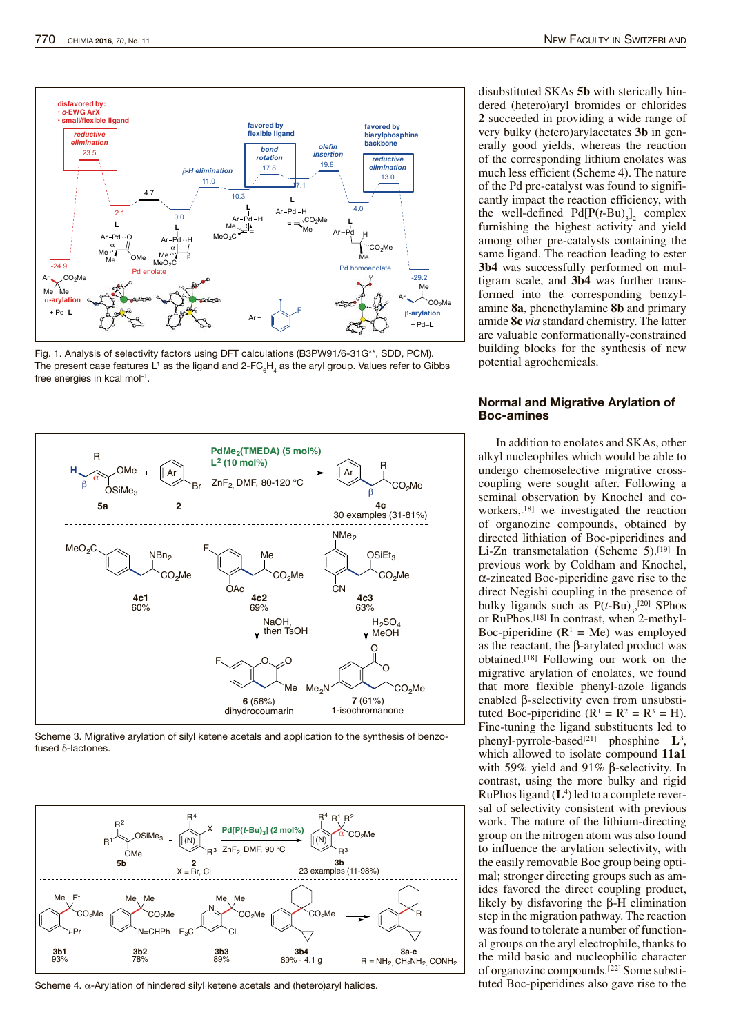Fig. 1. Analysis of selectivity factors using DFT calculations (B3PW91/6-31G**, SDD, PCM). The present case features $L^1$ as the ligand and 2-$FC_6H_4$ as the aryl group. Values refer to Gibbs free energies in kcal $mol^{-1}$.

Scheme 3. Migrative arylation of silyl ketene acetals and application to the synthesis of benzo-fused δ-lactones.

Scheme 4. α-Arylation of hindered silyl ketene acetals and (hetero)aryl halides.

disubstituted SKAs **5b** with sterically hindered (hetero)aryl bromides or chlorides **2** succeeded in providing a wide range of very bulky (hetero)arylacetates **3b** in generally good yields, whereas the reaction of the corresponding lithium enolates was much less efficient (Scheme 4). The nature of the Pd pre-catalyst was found to significantly impact the reaction efficiency, with the well-defined Pd[P($t$-Bu)$_3$]$_2$ complex furnishing the highest activity and yield among other pre-catalysts containing the same ligand. The reaction leading to ester **3b4** was successfully performed on multigram scale, and **3b4** was further transformed into the corresponding benzylamine **8a**, phenethylamine **8b** and primary amide **8c** *via* standard chemistry. The latter are valuable conformationally-constrained building blocks for the synthesis of new potential agrochemicals.

## Normal and Migrative Arylation of Boc-amines

In addition to enolates and SKAs, other alkyl nucleophiles which would be able to undergo chemoselective migrative cross-coupling were sought after. Following a seminal observation by Knochel and coworkers,[18] we investigated the reaction of organozinc compounds, obtained by directed lithiation of Boc-piperidines and Li-Zn transmetalation (Scheme 5).[19] In previous work by Coldham and Knochel, α-zincated Boc-piperidine gave rise to the direct Negishi coupling in the presence of bulky ligands such as P($t$-Bu)$_3$,[20] SPhos or RuPhos.[18] In contrast, when 2-methyl-Boc-piperidine ($R^1$ = Me) was employed as the reactant, the β-arylated product was obtained.[18] Following our work on the migrative arylation of enolates, we found that more flexible phenyl-azole ligands enabled β-selectivity even for unsubstituted Boc-piperidine ($R^1$ = $R^2$ = $R^3$ = H). Fine-tuning the ligand substituents led to phenyl-pyrrole-based[21] phosphine **L**$^3$, which allowed to isolate compound **11a1** with 59% yield and 91% β-selectivity. In contrast, using the more bulky and rigid RuPhos ligand (**L**$^4$) led to a complete reversal of selectivity consistent with previous work. The nature of the lithium-directing group on the nitrogen atom was also found to influence the arylation selectivity, with the easily removable Boc group being optimal; stronger directing groups such as amides favored the direct coupling product, likely by disfavoring the β-H elimination step in the migration pathway. The reaction was found to tolerate a number of functional groups on the aryl electrophile, thanks to the mild basic and nucleophilic character of organozinc compounds.[22] Some substituted Boc-piperidines also gave rise to the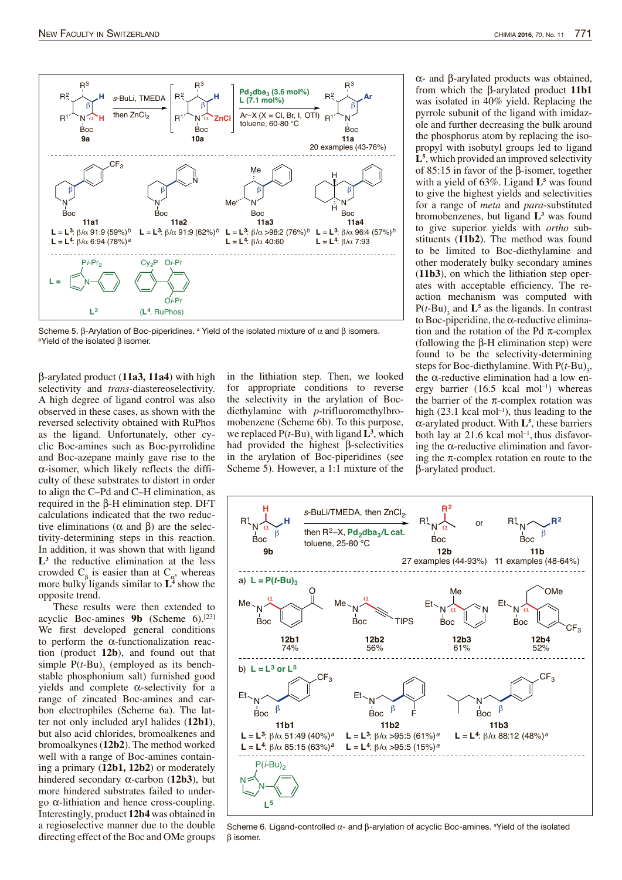Scheme 5. β-Arylation of Boc-piperidines. [a] Yield of the isolated mixture of α and β isomers. [b] Yield of the isolated β isomer.

β-arylated product (**11a3, 11a4**) with high selectivity and *trans*-diastereoselectivity. A high degree of ligand control was also observed in these cases, as shown with the reversed selectivity obtained with RuPhos as the ligand. Unfortunately, other cyclic Boc-amines such as Boc-pyrrolidine and Boc-azepane mainly gave rise to the α-isomer, which likely reflects the difficulty of these substrates to distort in order to align the C–Pd and C–H elimination, as required in the β-H elimination step. DFT calculations indicated that the two reductive eliminations (α and β) are the selectivity-determining steps in this reaction. In addition, it was shown that with ligand $L^3$ the reductive elimination at the less crowded $C_\beta$ is easier than at $C_\alpha$, whereas more bulky ligands similar to $L^4$ show the opposite trend.

These results were then extended to acyclic Boc-amines **9b** (Scheme 6).[23] We first developed general conditions to perform the α-functionalization reaction (product **12b**), and found out that simple $P(t\text{-Bu})_3$ (employed as its bench-stable phosphonium salt) furnished good yields and complete α-selectivity for a range of zincated Boc-amines and carbon electrophiles (Scheme 6a). The latter not only included aryl halides (**12b1**), but also acid chlorides, bromoalkenes and bromoalkynes (**12b2**). The method worked well with a range of Boc-amines containing a primary (**12b1, 12b2**) or moderately hindered secondary α-carbon (**12b3**), but more hindered substrates failed to undergo α-lithiation and hence cross-coupling. Interestingly, product **12b4** was obtained in a regioselective manner due to the double directing effect of the Boc and OMe groups in the lithiation step. Then, we looked for appropriate conditions to reverse the selectivity in the arylation of Boc-diethylamine with *p*-trifluoromethylbromobenzene (Scheme 6b). To this purpose, we replaced $P(t\text{-Bu})_3$ with ligand $L^3$, which had provided the highest β-selectivities in the arylation of Boc-piperidines (see Scheme 5). However, a 1:1 mixture of the α- and β-arylated products was obtained, from which the β-arylated product **11b1** was isolated in 40% yield. Replacing the pyrrole subunit of the ligand with imidazole and further decreasing the bulk around the phosphorus atom by replacing the isopropyl with isobutyl groups led to ligand $L^5$, which provided an improved selectivity of 85:15 in favor of the β-isomer, together with a yield of 63%. Ligand $L^5$ was found to give the highest yields and selectivities for a range of *meta* and *para*-substituted bromobenzenes, but ligand $L^3$ was found to give superior yields with *ortho* substituents (**11b2**). The method was found to be limited to Boc-diethylamine and other moderately bulky secondary amines (**11b3**), on which the lithiation step operates with acceptable efficiency. The reaction mechanism was computed with $P(t\text{-Bu})_3$ and $L^5$ as the ligands. In contrast to Boc-piperidine, the α-reductive elimination and the rotation of the Pd π-complex (following the β-H elimination step) were found to be the selectivity-determining steps for Boc-diethylamine. With $P(t\text{-Bu})_3$, the α-reductive elimination had a low energy barrier (16.5 kcal mol$^{-1}$) whereas the barrier of the π-complex rotation was high (23.1 kcal mol$^{-1}$), thus leading to the α-arylated product. With $L^5$, these barriers both lay at 21.6 kcal mol$^{-1}$, thus disfavoring the α-reductive elimination and favoring the π-complex rotation en route to the β-arylated product.

Scheme 6. Ligand-controlled α- and β-arylation of acyclic Boc-amines. [a] Yield of the isolated β isomer.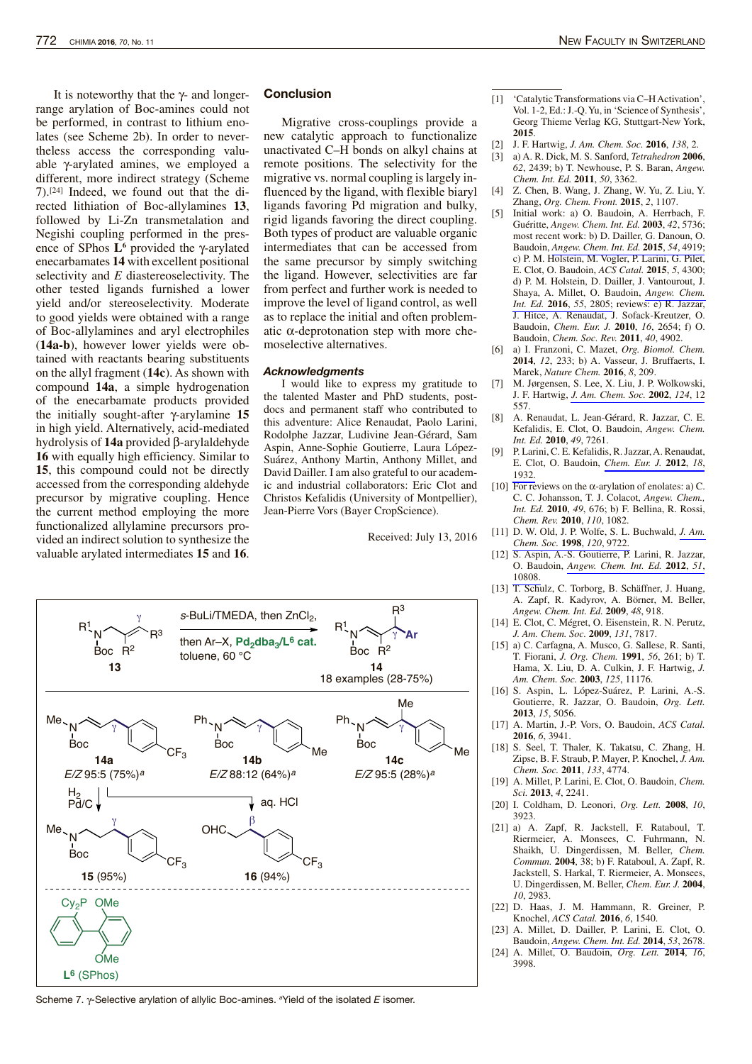It is noteworthy that the γ- and longer-range arylation of Boc-amines could not be performed, in contrast to lithium enolates (see Scheme 2b). In order to nevertheless access the corresponding valuable γ-arylated amines, we employed a different, more indirect strategy (Scheme 7).[24] Indeed, we found out that the directed lithiation of Boc-allylamines **13**, followed by Li-Zn transmetalation and Negishi coupling performed in the presence of SPhos $\mathbf{L^6}$ provided the γ-arylated enecarbamates **14** with excellent positional selectivity and *E* diastereoselectivity. The other tested ligands furnished a lower yield and/or stereoselectivity. Moderate to good yields were obtained with a range of Boc-allylamines and aryl electrophiles (**14a-b**), however lower yields were obtained with reactants bearing substituents on the allyl fragment (**14c**). As shown with compound **14a**, a simple hydrogenation of the enecarbamate products provided the initially sought-after γ-arylamine **15** in high yield. Alternatively, acid-mediated hydrolysis of **14a** provided β-arylaldehyde **16** with equally high efficiency. Similar to **15**, this compound could not be directly accessed from the corresponding aldehyde precursor by migrative coupling. Hence the current method employing the more functionalized allylamine precursors provided an indirect solution to synthesize the valuable arylated intermediates **15** and **16**.

s-BuLi/TMEDA, then $ZnCl_2$,

then Ar–X, $Pd_2dba_3$/$L^6$ cat.

toluene, 60 °C

13

14

18 examples (28-75%)

14a

E/Z 95:5 (75%)a

14b

E/Z 88:12 (64%)a

14c

E/Z 95:5 (28%)a

$H_2$

Pd/C

aq. HCl

15 (95%)

16 (94%)

$L^6$ (SPhos)

Scheme 7. γ-Selective arylation of allylic Boc-amines. [a]Yield of the isolated *E* isomer.

## Conclusion

Migrative cross-couplings provide a new catalytic approach to functionalize unactivated C–H bonds on alkyl chains at remote positions. The selectivity for the migrative vs. normal coupling is largely influenced by the ligand, with flexible biaryl ligands favoring Pd migration and bulky, rigid ligands favoring the direct coupling. Both types of product are valuable organic intermediates that can be accessed from the same precursor by simply switching the ligand. However, selectivities are far from perfect and further work is needed to improve the level of ligand control, as well as to replace the initial and often problematic α-deprotonation step with more chemoselective alternatives.

### *Acknowledgments*

I would like to express my gratitude to the talented Master and PhD students, postdocs and permanent staff who contributed to this adventure: Alice Renaudat, Paolo Larini, Rodolphe Jazzar, Ludivine Jean-Gérard, Sam Aspin, Anne-Sophie Goutierre, Laura López-Suárez, Anthony Martin, Anthony Millet, and David Dailler. I am also grateful to our academic and industrial collaborators: Eric Clot and Christos Kefalidis (University of Montpellier), Jean-Pierre Vors (Bayer CropScience).

Received: July 13, 2016

[1] 'Catalytic Transformations via C–H Activation', Vol. 1-2, Ed.: J.-Q. Yu, in 'Science of Synthesis', Georg Thieme Verlag KG, Stuttgart-New York, **2015**.

[2] J. F. Hartwig, *J. Am. Chem. Soc.* **2016**, *138*, 2.

[3] a) A. R. Dick, M. S. Sanford, *Tetrahedron* **2006**, *62*, 2439; b) T. Newhouse, P. S. Baran, *Angew. Chem. Int. Ed.* **2011**, *50*, 3362.

[4] Z. Chen, B. Wang, J. Zhang, W. Yu, Z. Liu, Y. Zhang, *Org. Chem. Front.* **2015**, *2*, 1107.

[5] Initial work: a) O. Baudoin, A. Herrbach, F. Guéritte, *Angew. Chem. Int. Ed.* **2003**, *42*, 5736; most recent work: b) D. Dailler, G. Danoun, O. Baudoin, *Angew. Chem. Int. Ed.* **2015**, *54*, 4919; c) P. M. Holstein, M. Vogler, P. Larini, G. Pilet, E. Clot, O. Baudoin, *ACS Catal.* **2015**, *5*, 4300; d) P. M. Holstein, D. Dailler, J. Vantourout, J. Shaya, A. Millet, O. Baudoin, *Angew. Chem. Int. Ed.* **2016**, *55*, 2805; reviews: e) R. Jazzar, J. Hitce, A. Renaudat, J. Sofack-Kreutzer, O. Baudoin, *Chem. Eur. J.* **2010**, *16*, 2654; f) O. Baudoin, *Chem. Soc. Rev.* **2011**, *40*, 4902.

[6] a) I. Franzoni, C. Mazet, *Org. Biomol. Chem.* **2014**, *12*, 233; b) A. Vasseur, J. Bruffaerts, I. Marek, *Nature Chem.* **2016**, *8*, 209.

[7] M. Jørgensen, S. Lee, X. Liu, J. P. Wolkowski, J. F. Hartwig, *J. Am. Chem. Soc.* **2002**, *124*, 12 557.

[8] A. Renaudat, L. Jean-Gérard, R. Jazzar, C. E. Kefalidis, E. Clot, O. Baudoin, *Angew. Chem. Int. Ed.* **2010**, *49*, 7261.

[9] P. Larini, C. E. Kefalidis, R. Jazzar, A. Renaudat, E. Clot, O. Baudoin, *Chem. Eur. J.* **2012**, *18*, 1932.

[10] For reviews on the α-arylation of enolates: a) C. C. C. Johansson, T. J. Colacot, *Angew. Chem., Int. Ed.* **2010**, *49*, 676; b) F. Bellina, R. Rossi, *Chem. Rev.* **2010**, *110*, 1082.

[11] D. W. Old, J. P. Wolfe, S. L. Buchwald, *J. Am. Chem. Soc.* **1998**, *120*, 9722.

[12] S. Aspin, A.-S. Goutierre, P. Larini, R. Jazzar, O. Baudoin, *Angew. Chem. Int. Ed.* **2012**, *51*, 10808.

[13] T. Schulz, C. Torborg, B. Schäffner, J. Huang, A. Zapf, R. Kadyrov, A. Börner, M. Beller, *Angew. Chem. Int. Ed.* **2009**, *48*, 918.

[14] E. Clot, C. Mégret, O. Eisenstein, R. N. Perutz, *J. Am. Chem. Soc.* **2009**, *131*, 7817.

[15] a) C. Carfagna, A. Musco, G. Sallese, R. Santi, T. Fiorani, *J. Org. Chem.* **1991**, *56*, 261; b) T. Hama, X. Liu, D. A. Culkin, J. F. Hartwig, *J. Am. Chem. Soc.* **2003**, *125*, 11176.

[16] S. Aspin, L. López-Suárez, P. Larini, A.-S. Goutierre, R. Jazzar, O. Baudoin, *Org. Lett.* **2013**, *15*, 5056.

[17] A. Martin, J.-P. Vors, O. Baudoin, *ACS Catal.* **2016**, *6*, 3941.

[18] S. Seel, T. Thaler, K. Takatsu, C. Zhang, H. Zipse, B. F. Straub, P. Mayer, P. Knochel, *J. Am. Chem. Soc.* **2011**, *133*, 4774.

[19] A. Millet, P. Larini, E. Clot, O. Baudoin, *Chem. Sci.* **2013**, *4*, 2241.

[20] I. Coldham, D. Leonori, *Org. Lett.* **2008**, *10*, 3923.

[21] a) A. Zapf, R. Jackstell, F. Rataboul, T. Riermeier, A. Monsees, C. Fuhrmann, N. Shaikh, U. Dingerdissen, M. Beller, *Chem. Commun.* **2004**, 38; b) F. Rataboul, A. Zapf, R. Jackstell, S. Harkal, T. Riermeier, A. Monsees, U. Dingerdissen, M. Beller, *Chem. Eur. J.* **2004**, *10*, 2983.

[22] D. Haas, J. M. Hammann, R. Greiner, P. Knochel, *ACS Catal.* **2016**, *6*, 1540.

[23] A. Millet, D. Dailler, P. Larini, E. Clot, O. Baudoin, *Angew. Chem. Int. Ed.* **2014**, *53*, 2678.

[24] A. Millet, O. Baudoin, *Org. Lett.* **2014**, *16*, 3998.